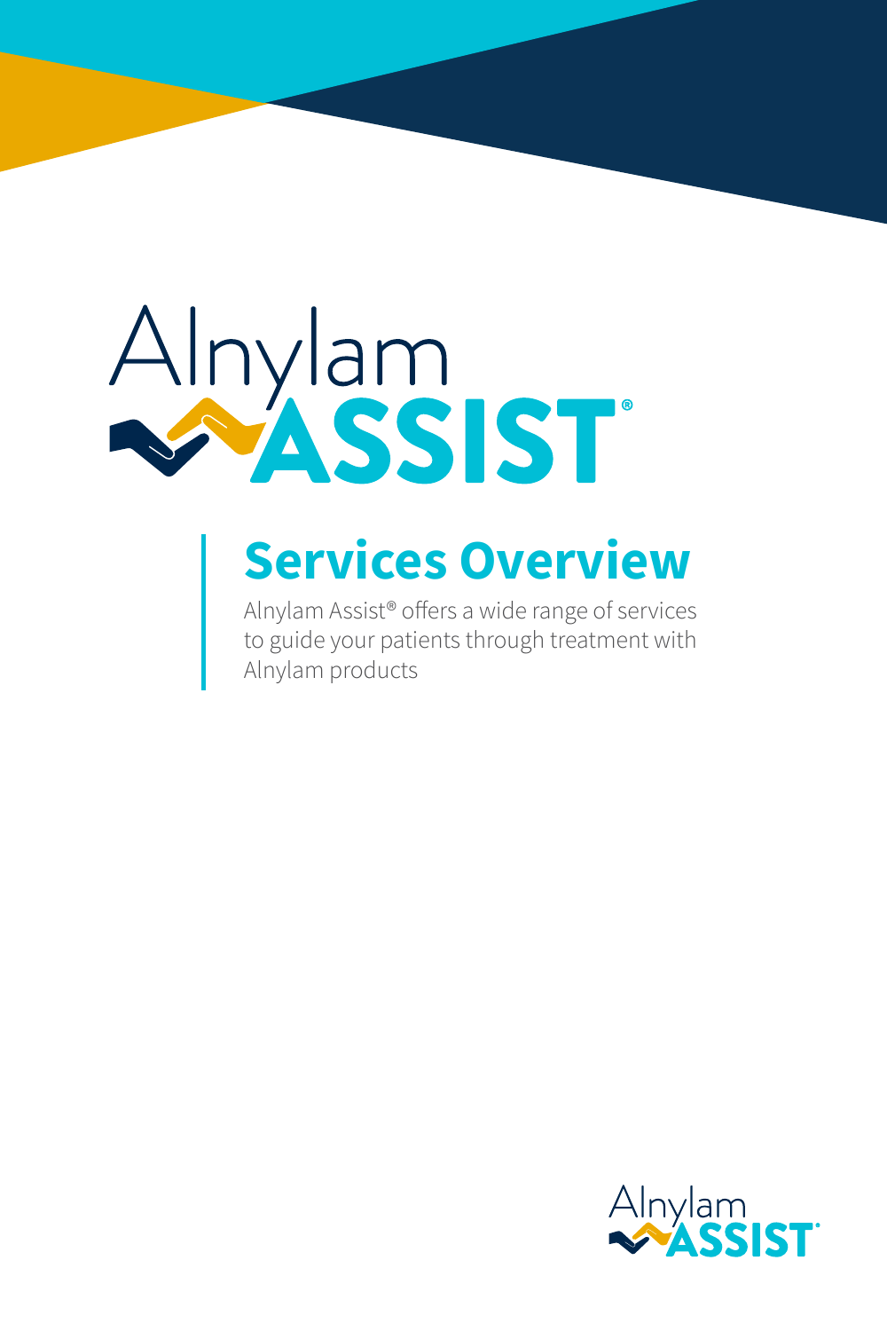# Alnylam ASSIST®

## Services Overview

Alnylam Assist® offers a wide range of services to guide your patients through treatment with Alnylam products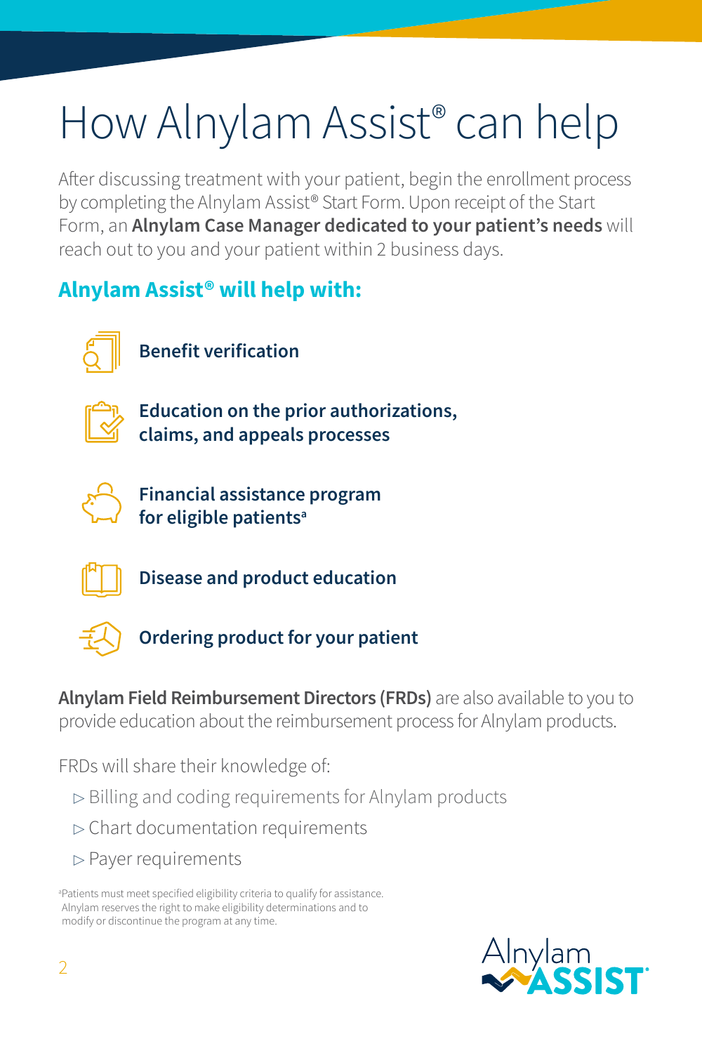# How Alnylam Assist® can help

After discussing treatment with your patient, begin the enrollment process by completing the Alnylam Assist® Start Form. Upon receipt of the Start Form, an **Alnylam Case Manager dedicated to your patient's needs** will reach out to you and your patient within 2 business days.

## Alnylam Assist® will help with:

- **Benefit verification**
- **Education on the prior authorizations, claims, and appeals processes**
- **Financial assistance program for eligible patients**[a]
- **Disease and product education**
- **Ordering product for your patient**

**Alnylam Field Reimbursement Directors (FRDs)** are also available to you to provide education about the reimbursement process for Alnylam products.

FRDs will share their knowledge of:

- Billing and coding requirements for Alnylam products
- Chart documentation requirements
- Payer requirements

[a]Patients must meet specified eligibility criteria to qualify for assistance. Alnylam reserves the right to make eligibility determinations and to modify or discontinue the program at any time.

Alnylam ASSIST®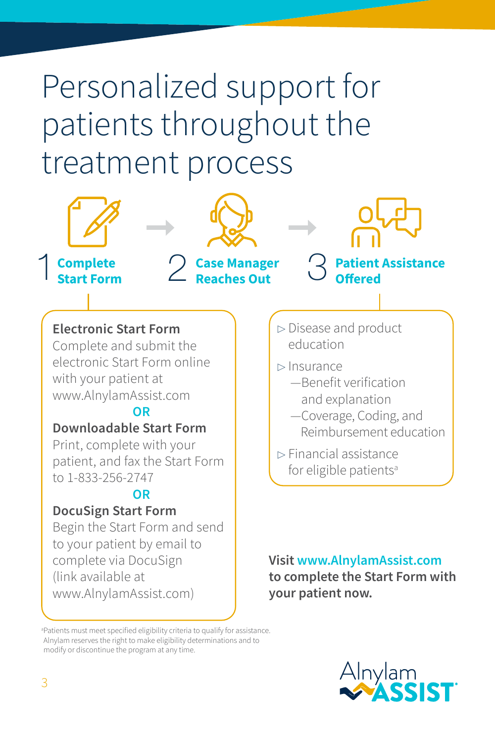# Personalized support for patients throughout the treatment process

1 **Complete Start Form**

2 **Case Manager Reaches Out**

3 **Patient Assistance Offered**

**Electronic Start Form**
Complete and submit the electronic Start Form online with your patient at www.AlnylamAssist.com

**OR**

**Downloadable Start Form**
Print, complete with your patient, and fax the Start Form to 1-833-256-2747

**OR**

**DocuSign Start Form**
Begin the Start Form and send to your patient by email to complete via DocuSign (link available at www.AlnylamAssist.com)

- Disease and product education
- Insurance
  - Benefit verification and explanation
  - Coverage, Coding, and Reimbursement education
- Financial assistance for eligible patients[a]

**Visit www.AlnylamAssist.com to complete the Start Form with your patient now.**

[a]Patients must meet specified eligibility criteria to qualify for assistance. Alnylam reserves the right to make eligibility determinations and to modify or discontinue the program at any time.

Alnylam ASSIST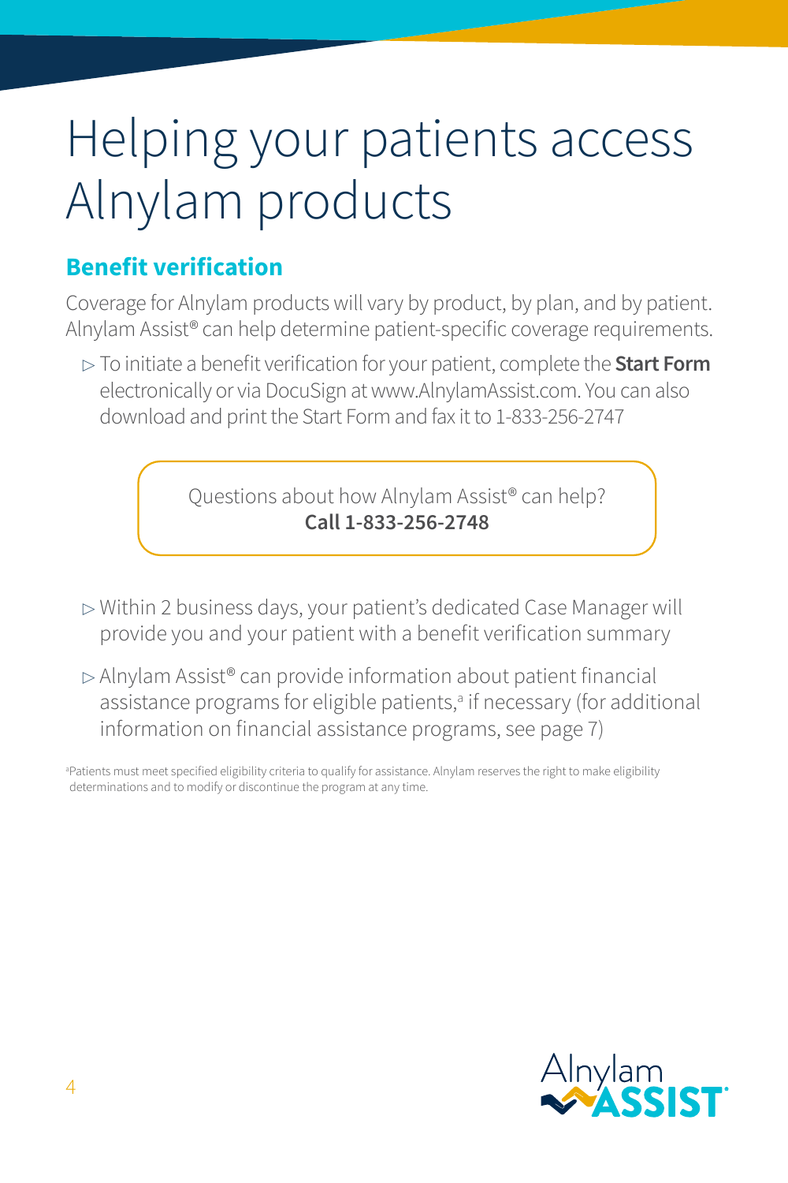# Helping your patients access Alnylam products

## Benefit verification

Coverage for Alnylam products will vary by product, by plan, and by patient. Alnylam Assist® can help determine patient-specific coverage requirements.

- To initiate a benefit verification for your patient, complete the **Start Form** electronically or via DocuSign at www.AlnylamAssist.com. You can also download and print the Start Form and fax it to 1-833-256-2747

Questions about how Alnylam Assist® can help?
**Call 1-833-256-2748**

- Within 2 business days, your patient's dedicated Case Manager will provide you and your patient with a benefit verification summary
- Alnylam Assist® can provide information about patient financial assistance programs for eligible patients,[a] if necessary (for additional information on financial assistance programs, see page 7)

[a]Patients must meet specified eligibility criteria to qualify for assistance. Alnylam reserves the right to make eligibility determinations and to modify or discontinue the program at any time.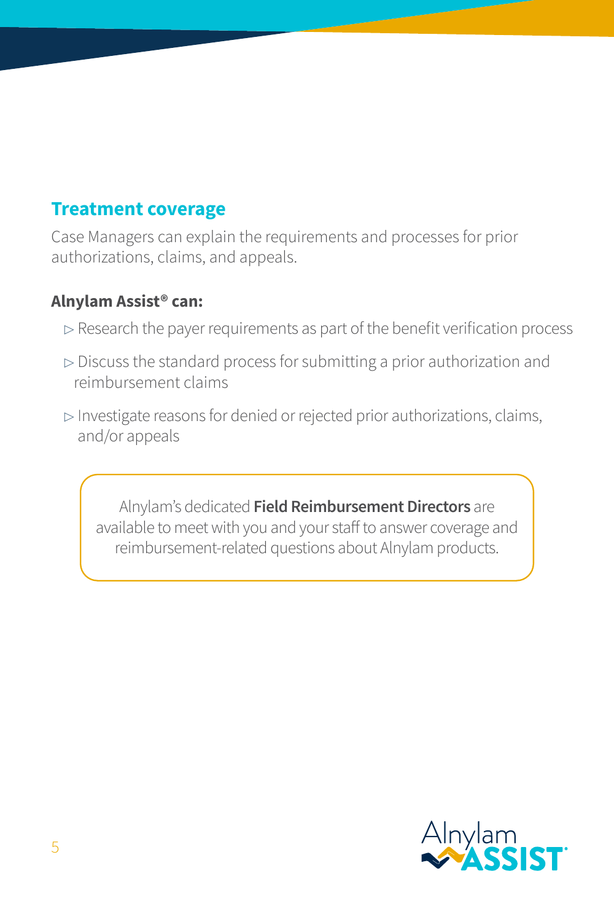## Treatment coverage

Case Managers can explain the requirements and processes for prior authorizations, claims, and appeals.

**Alnylam Assist® can:**

- Research the payer requirements as part of the benefit verification process
- Discuss the standard process for submitting a prior authorization and reimbursement claims
- Investigate reasons for denied or rejected prior authorizations, claims, and/or appeals

Alnylam's dedicated **Field Reimbursement Directors** are available to meet with you and your staff to answer coverage and reimbursement-related questions about Alnylam products.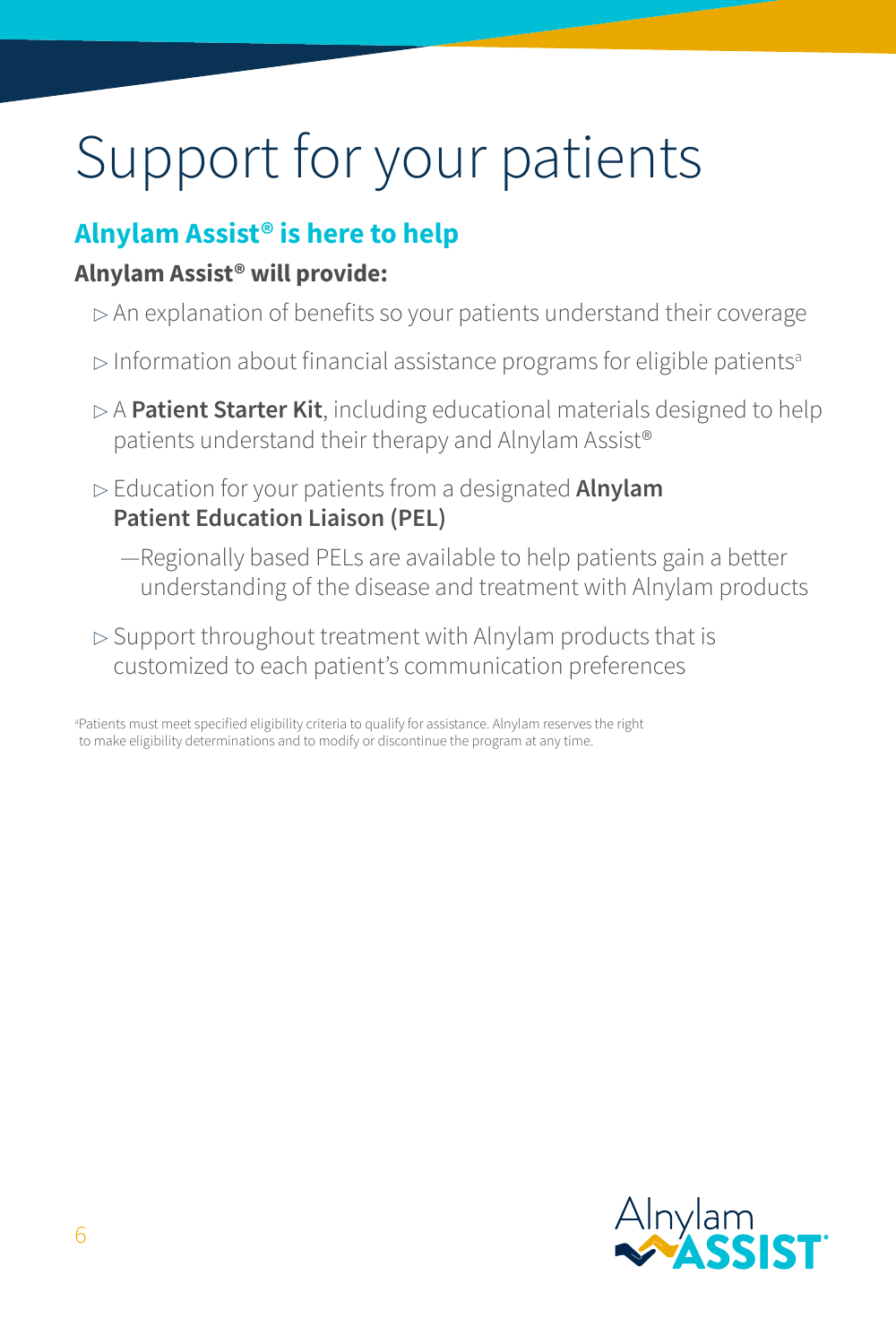# Support for your patients

## Alnylam Assist® is here to help

**Alnylam Assist® will provide:**

- An explanation of benefits so your patients understand their coverage
- Information about financial assistance programs for eligible patients[a]
- A **Patient Starter Kit**, including educational materials designed to help patients understand their therapy and Alnylam Assist®
- Education for your patients from a designated **Alnylam Patient Education Liaison (PEL)**
  - —Regionally based PELs are available to help patients gain a better understanding of the disease and treatment with Alnylam products
- Support throughout treatment with Alnylam products that is customized to each patient's communication preferences

[a]Patients must meet specified eligibility criteria to qualify for assistance. Alnylam reserves the right to make eligibility determinations and to modify or discontinue the program at any time.

Alnylam ASSIST®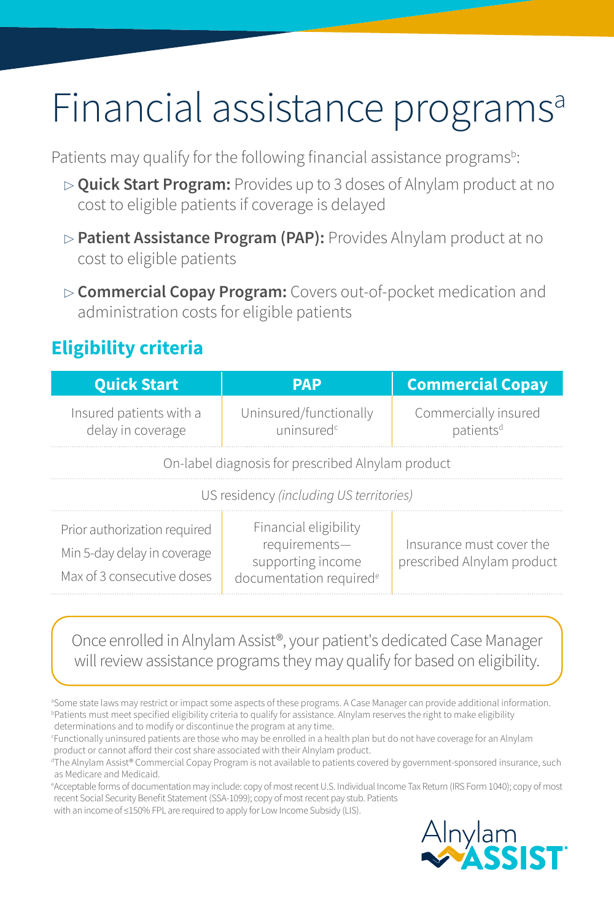# Financial assistance programs[a]

Patients may qualify for the following financial assistance programs[b]:

- **Quick Start Program:** Provides up to 3 doses of Alnylam product at no cost to eligible patients if coverage is delayed
- **Patient Assistance Program (PAP):** Provides Alnylam product at no cost to eligible patients
- **Commercial Copay Program:** Covers out-of-pocket medication and administration costs for eligible patients

## Eligibility criteria

| Quick Start | PAP | Commercial Copay |
|---|---|---|
| Insured patients with a delay in coverage | Uninsured/functionally uninsured[c] | Commercially insured patients[d] |
| On-label diagnosis for prescribed Alnylam product | | |
| US residency *(including US territories)* | | |
| Prior authorization required<br>Min 5-day delay in coverage<br>Max of 3 consecutive doses | Financial eligibility requirements—supporting income documentation required[e] | Insurance must cover the prescribed Alnylam product |

Once enrolled in Alnylam Assist®, your patient's dedicated Case Manager will review assistance programs they may qualify for based on eligibility.

[a]Some state laws may restrict or impact some aspects of these programs. A Case Manager can provide additional information.
[b]Patients must meet specified eligibility criteria to qualify for assistance. Alnylam reserves the right to make eligibility determinations and to modify or discontinue the program at any time.
[c]Functionally uninsured patients are those who may be enrolled in a health plan but do not have coverage for an Alnylam product or cannot afford their cost share associated with their Alnylam product.
[d]The Alnylam Assist® Commercial Copay Program is not available to patients covered by government-sponsored insurance, such as Medicare and Medicaid.
[e]Acceptable forms of documentation may include: copy of most recent U.S. Individual Income Tax Return (IRS Form 1040); copy of most recent Social Security Benefit Statement (SSA-1099); copy of most recent pay stub. Patients with an income of ≤150% FPL are required to apply for Low Income Subsidy (LIS).

Alnylam ASSIST®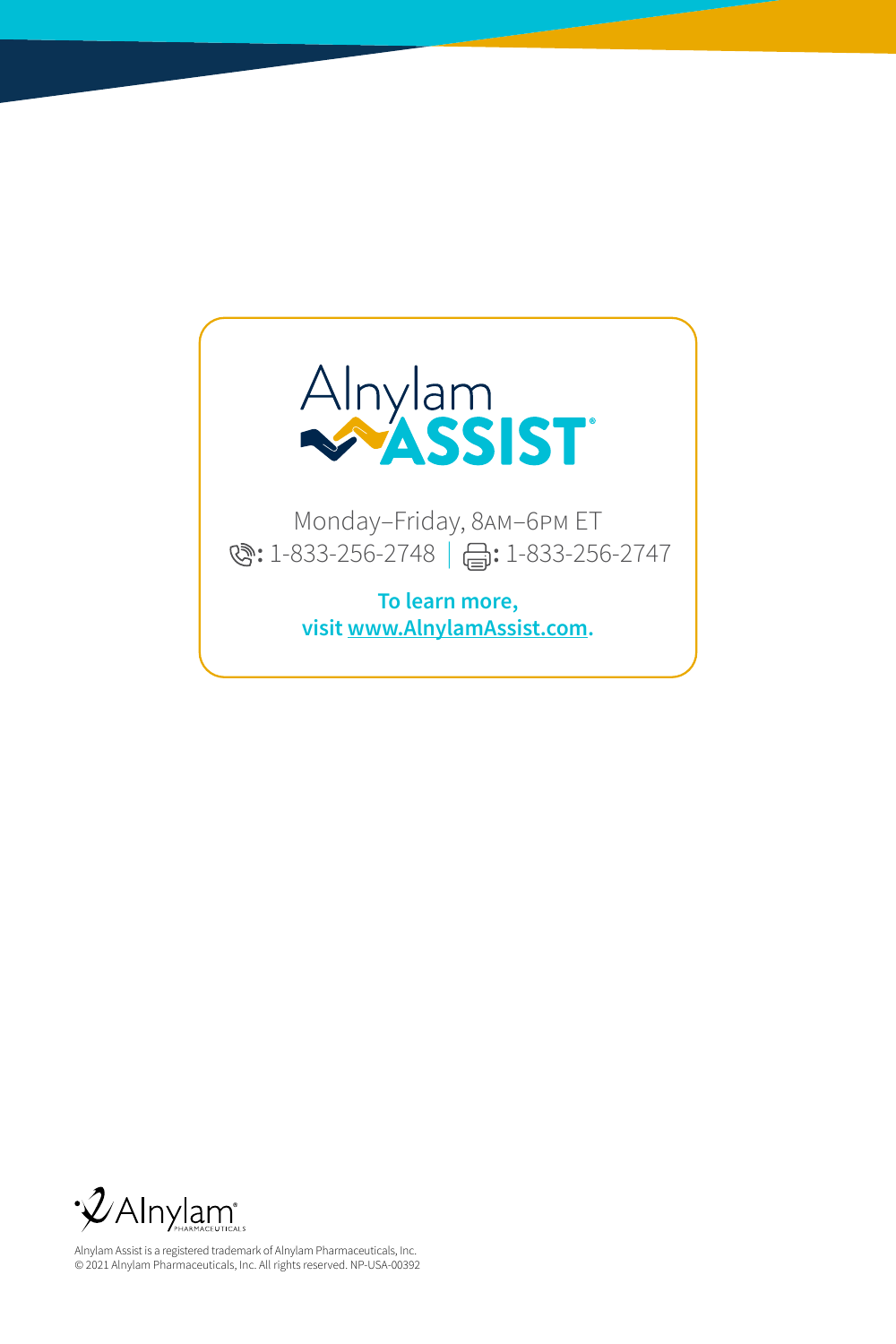Alnylam ASSIST®

Monday–Friday, 8AM–6PM ET

Phone: 1-833-256-2748 | Fax: 1-833-256-2747

**To learn more, visit [www.AlnylamAssist.com](http://www.AlnylamAssist.com).**

Alnylam® PHARMACEUTICALS

Alnylam Assist is a registered trademark of Alnylam Pharmaceuticals, Inc.
© 2021 Alnylam Pharmaceuticals, Inc. All rights reserved. NP-USA-00392